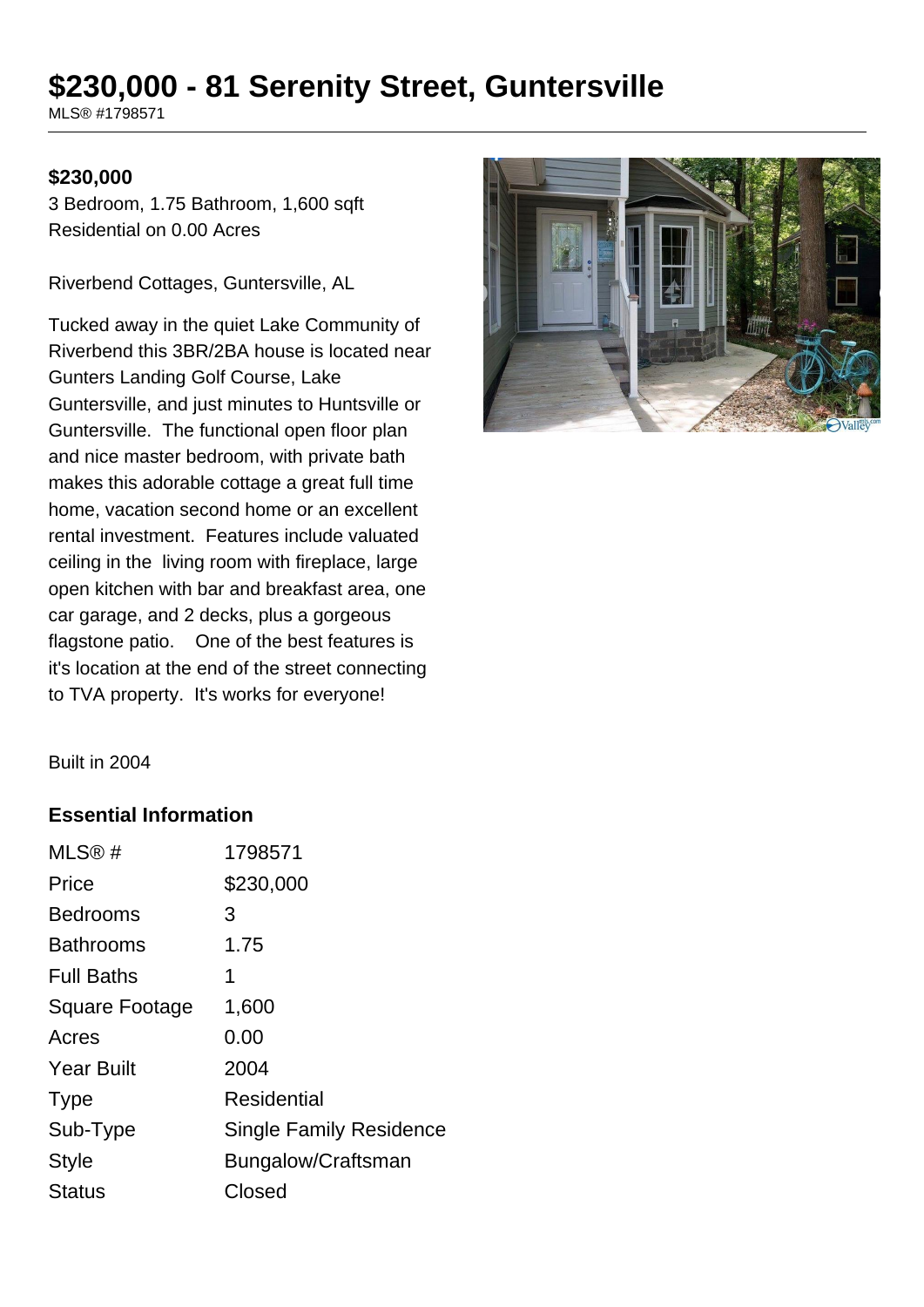# $230,000 - 81 Serenity Street, Guntersville

MLS® #1798571

**$230,000**

3 Bedroom, 1.75 Bathroom, 1,600 sqft
Residential on 0.00 Acres

Riverbend Cottages, Guntersville, AL

Tucked away in the quiet Lake Community of Riverbend this 3BR/2BA house is located near Gunters Landing Golf Course, Lake Guntersville, and just minutes to Huntsville or Guntersville. The functional open floor plan and nice master bedroom, with private bath makes this adorable cottage a great full time home, vacation second home or an excellent rental investment. Features include valuated ceiling in the living room with fireplace, large open kitchen with bar and breakfast area, one car garage, and 2 decks, plus a gorgeous flagstone patio. One of the best features is it's location at the end of the street connecting to TVA property. It's works for everyone!

Built in 2004

## Essential Information

| | |
|---|---|
| MLS® # | 1798571 |
| Price | $230,000 |
| Bedrooms | 3 |
| Bathrooms | 1.75 |
| Full Baths | 1 |
| Square Footage | 1,600 |
| Acres | 0.00 |
| Year Built | 2004 |
| Type | Residential |
| Sub-Type | Single Family Residence |
| Style | Bungalow/Craftsman |
| Status | Closed |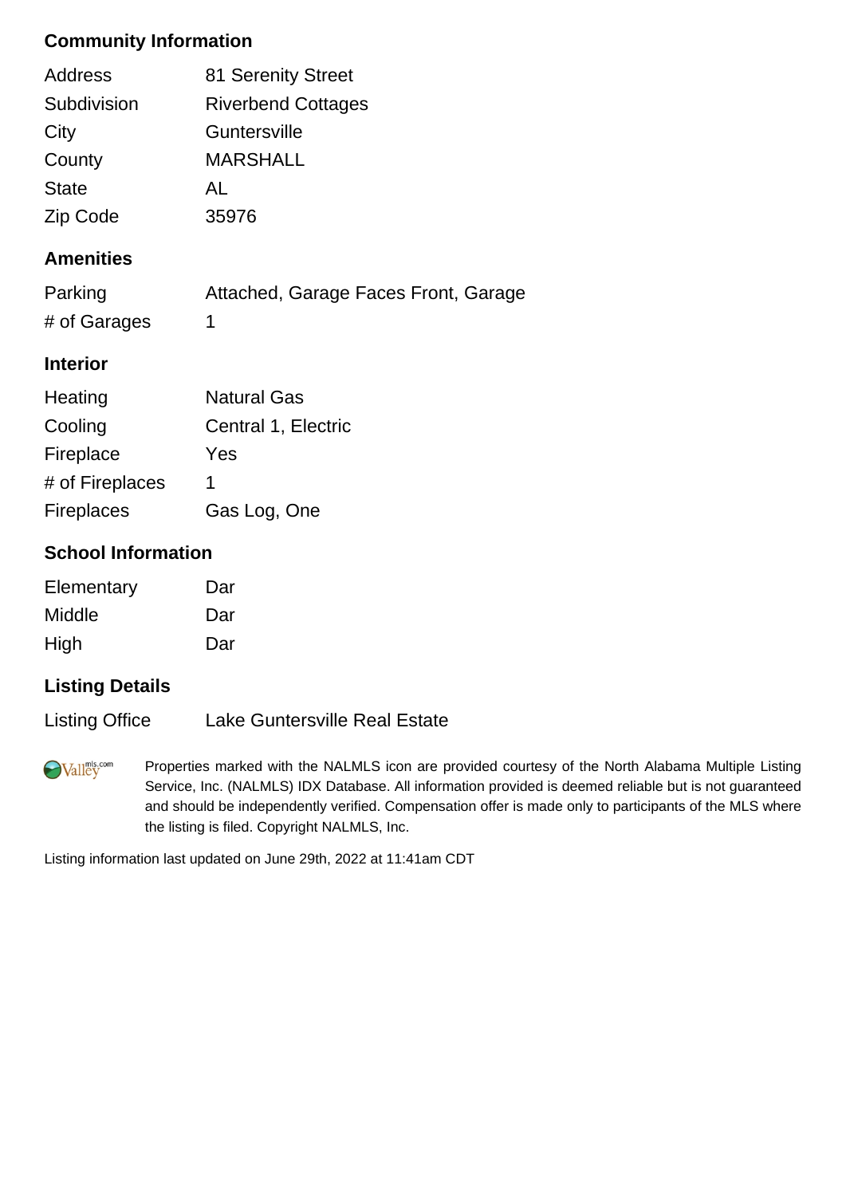### Community Information

| | |
|---|---|
| Address | 81 Serenity Street |
| Subdivision | Riverbend Cottages |
| City | Guntersville |
| County | MARSHALL |
| State | AL |
| Zip Code | 35976 |

### Amenities

| | |
|---|---|
| Parking | Attached, Garage Faces Front, Garage |
| # of Garages | 1 |

### Interior

| | |
|---|---|
| Heating | Natural Gas |
| Cooling | Central 1, Electric |
| Fireplace | Yes |
| # of Fireplaces | 1 |
| Fireplaces | Gas Log, One |

### School Information

| | |
|---|---|
| Elementary | Dar |
| Middle | Dar |
| High | Dar |

### Listing Details

| | |
|---|---|
| Listing Office | Lake Guntersville Real Estate |

Properties marked with the NALMLS icon are provided courtesy of the North Alabama Multiple Listing Service, Inc. (NALMLS) IDX Database. All information provided is deemed reliable but is not guaranteed and should be independently verified. Compensation offer is made only to participants of the MLS where the listing is filed. Copyright NALMLS, Inc.

Listing information last updated on June 29th, 2022 at 11:41am CDT